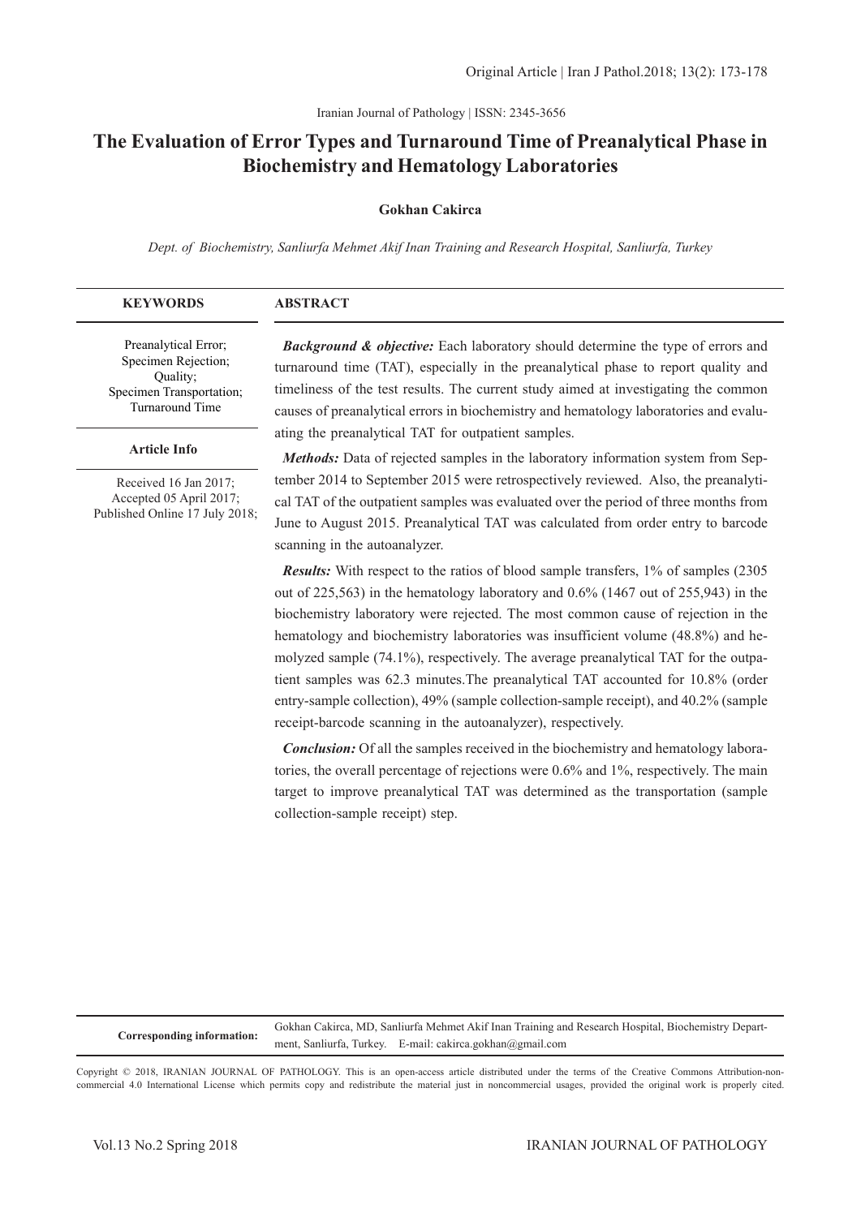# The Evaluation of Error Types and Turnaround Time of Preanalytical Phase in Biochemistry and Hematology Laboratories

**Gokhan Cakirca**

*Dept. of Biochemistry, Sanliurfa Mehmet Akif Inan Training and Research Hospital, Sanliurfa, Turkey*

**KEYWORDS**

Preanalytical Error;
Specimen Rejection;
Quality;
Specimen Transportation;
Turnaround Time

**Article Info**

Received 16 Jan 2017;
Accepted 05 April 2017;
Published Online 17 July 2018;

**ABSTRACT**

***Background & objective:*** Each laboratory should determine the type of errors and turnaround time (TAT), especially in the preanalytical phase to report quality and timeliness of the test results. The current study aimed at investigating the common causes of preanalytical errors in biochemistry and hematology laboratories and evaluating the preanalytical TAT for outpatient samples.

***Methods:*** Data of rejected samples in the laboratory information system from September 2014 to September 2015 were retrospectively reviewed. Also, the preanalytical TAT of the outpatient samples was evaluated over the period of three months from June to August 2015. Preanalytical TAT was calculated from order entry to barcode scanning in the autoanalyzer.

***Results:*** With respect to the ratios of blood sample transfers, 1% of samples (2305 out of 225,563) in the hematology laboratory and 0.6% (1467 out of 255,943) in the biochemistry laboratory were rejected. The most common cause of rejection in the hematology and biochemistry laboratories was insufficient volume (48.8%) and hemolyzed sample (74.1%), respectively. The average preanalytical TAT for the outpatient samples was 62.3 minutes.The preanalytical TAT accounted for 10.8% (order entry-sample collection), 49% (sample collection-sample receipt), and 40.2% (sample receipt-barcode scanning in the autoanalyzer), respectively.

***Conclusion:*** Of all the samples received in the biochemistry and hematology laboratories, the overall percentage of rejections were 0.6% and 1%, respectively. The main target to improve preanalytical TAT was determined as the transportation (sample collection-sample receipt) step.

**Corresponding information:** Gokhan Cakirca, MD, Sanliurfa Mehmet Akif Inan Training and Research Hospital, Biochemistry Department, Sanliurfa, Turkey. E-mail: cakirca.gokhan@gmail.com

Copyright © 2018, IRANIAN JOURNAL OF PATHOLOGY. This is an open-access article distributed under the terms of the Creative Commons Attribution-noncommercial 4.0 International License which permits copy and redistribute the material just in noncommercial usages, provided the original work is properly cited.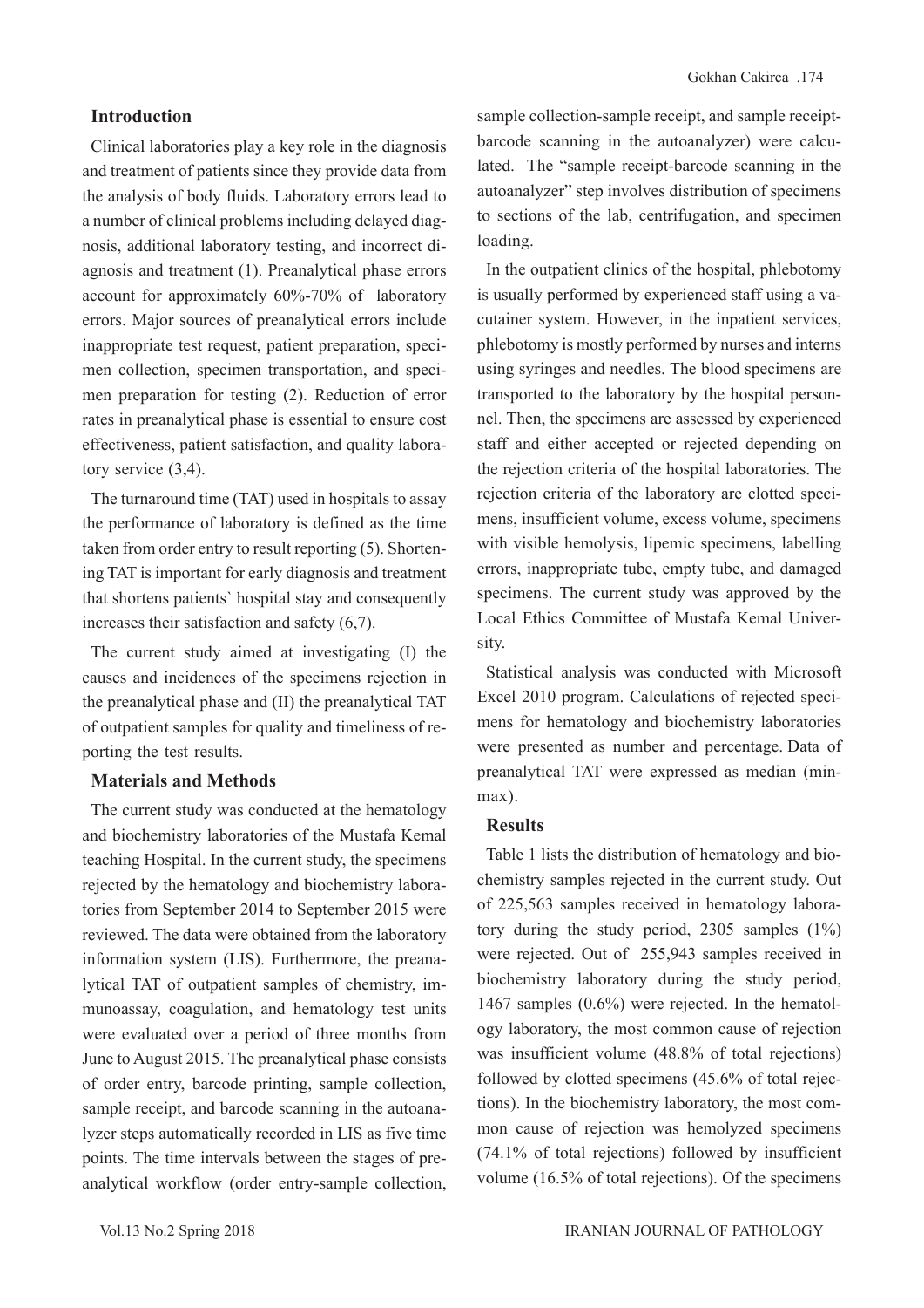## Introduction

Clinical laboratories play a key role in the diagnosis and treatment of patients since they provide data from the analysis of body fluids. Laboratory errors lead to a number of clinical problems including delayed diagnosis, additional laboratory testing, and incorrect diagnosis and treatment (1). Preanalytical phase errors account for approximately 60%-70% of laboratory errors. Major sources of preanalytical errors include inappropriate test request, patient preparation, specimen collection, specimen transportation, and specimen preparation for testing (2). Reduction of error rates in preanalytical phase is essential to ensure cost effectiveness, patient satisfaction, and quality laboratory service (3,4).

The turnaround time (TAT) used in hospitals to assay the performance of laboratory is defined as the time taken from order entry to result reporting (5). Shortening TAT is important for early diagnosis and treatment that shortens patients` hospital stay and consequently increases their satisfaction and safety (6,7).

The current study aimed at investigating (I) the causes and incidences of the specimens rejection in the preanalytical phase and (II) the preanalytical TAT of outpatient samples for quality and timeliness of reporting the test results.

## Materials and Methods

The current study was conducted at the hematology and biochemistry laboratories of the Mustafa Kemal teaching Hospital. In the current study, the specimens rejected by the hematology and biochemistry laboratories from September 2014 to September 2015 were reviewed. The data were obtained from the laboratory information system (LIS). Furthermore, the preanalytical TAT of outpatient samples of chemistry, immunoassay, coagulation, and hematology test units were evaluated over a period of three months from June to August 2015. The preanalytical phase consists of order entry, barcode printing, sample collection, sample receipt, and barcode scanning in the autoanalyzer steps automatically recorded in LIS as five time points. The time intervals between the stages of preanalytical workflow (order entry-sample collection, sample collection-sample receipt, and sample receipt-barcode scanning in the autoanalyzer) were calculated. The "sample receipt-barcode scanning in the autoanalyzer" step involves distribution of specimens to sections of the lab, centrifugation, and specimen loading.

In the outpatient clinics of the hospital, phlebotomy is usually performed by experienced staff using a vacutainer system. However, in the inpatient services, phlebotomy is mostly performed by nurses and interns using syringes and needles. The blood specimens are transported to the laboratory by the hospital personnel. Then, the specimens are assessed by experienced staff and either accepted or rejected depending on the rejection criteria of the hospital laboratories. The rejection criteria of the laboratory are clotted specimens, insufficient volume, excess volume, specimens with visible hemolysis, lipemic specimens, labelling errors, inappropriate tube, empty tube, and damaged specimens. The current study was approved by the Local Ethics Committee of Mustafa Kemal University.

Statistical analysis was conducted with Microsoft Excel 2010 program. Calculations of rejected specimens for hematology and biochemistry laboratories were presented as number and percentage. Data of preanalytical TAT were expressed as median (min-max).

## Results

Table 1 lists the distribution of hematology and biochemistry samples rejected in the current study. Out of 225,563 samples received in hematology laboratory during the study period, 2305 samples (1%) were rejected. Out of 255,943 samples received in biochemistry laboratory during the study period, 1467 samples (0.6%) were rejected. In the hematology laboratory, the most common cause of rejection was insufficient volume (48.8% of total rejections) followed by clotted specimens (45.6% of total rejections). In the biochemistry laboratory, the most common cause of rejection was hemolyzed specimens (74.1% of total rejections) followed by insufficient volume (16.5% of total rejections). Of the specimens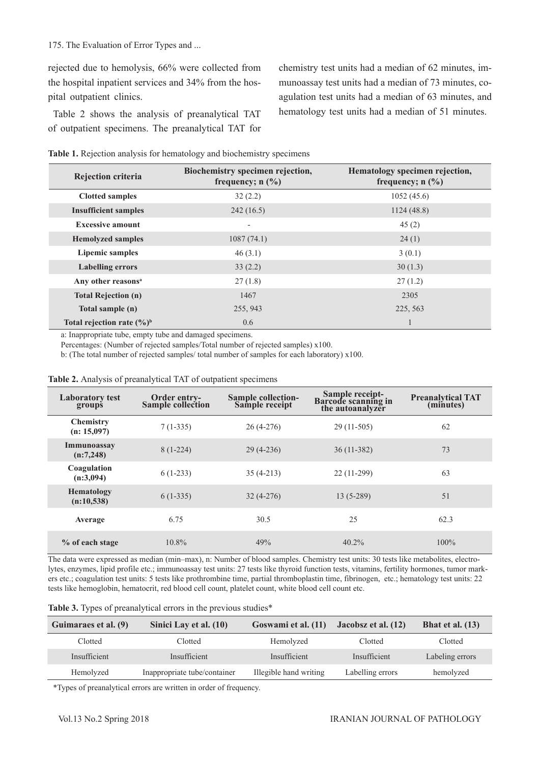rejected due to hemolysis, 66% were collected from the hospital inpatient services and 34% from the hospital outpatient clinics.

Table 2 shows the analysis of preanalytical TAT of outpatient specimens. The preanalytical TAT for chemistry test units had a median of 62 minutes, immunoassay test units had a median of 73 minutes, coagulation test units had a median of 63 minutes, and hematology test units had a median of 51 minutes.

**Table 1.** Rejection analysis for hematology and biochemistry specimens

| Rejection criteria | Biochemistry specimen rejection, frequency; n (%) | Hematology specimen rejection, frequency; n (%) |
|---|---|---|
| **Clotted samples** | 32 (2.2) | 1052 (45.6) |
| **Insufficient samples** | 242 (16.5) | 1124 (48.8) |
| **Excessive amount** | - | 45 (2) |
| **Hemolyzed samples** | 1087 (74.1) | 24 (1) |
| **Lipemic samples** | 46 (3.1) | 3 (0.1) |
| **Labelling errors** | 33 (2.2) | 30 (1.3) |
| **Any other reasons[a]** | 27 (1.8) | 27 (1.2) |
| **Total Rejection (n)** | 1467 | 2305 |
| **Total sample (n)** | 255, 943 | 225, 563 |
| **Total rejection rate (%)[b]** | 0.6 | 1 |

a: Inappropriate tube, empty tube and damaged specimens.

Percentages: (Number of rejected samples/Total number of rejected samples) x100.

b: (The total number of rejected samples/ total number of samples for each laboratory) x100.

**Table 2.** Analysis of preanalytical TAT of outpatient specimens

| Laboratory test groups | Order entry-Sample collection | Sample collection-Sample receipt | Sample receipt-Barcode scanning in the autoanalyzer | Preanalytical TAT (minutes) |
|---|---|---|---|---|
| **Chemistry (n: 15,097)** | 7 (1-335) | 26 (4-276) | 29 (11-505) | 62 |
| **Immunoassay (n:7,248)** | 8 (1-224) | 29 (4-236) | 36 (11-382) | 73 |
| **Coagulation (n:3,094)** | 6 (1-233) | 35 (4-213) | 22 (11-299) | 63 |
| **Hematology (n:10,538)** | 6 (1-335) | 32 (4-276) | 13 (5-289) | 51 |
| **Average** | 6.75 | 30.5 | 25 | 62.3 |
| **% of each stage** | 10.8% | 49% | 40.2% | 100% |

The data were expressed as median (min–max), n: Number of blood samples. Chemistry test units: 30 tests like metabolites, electrolytes, enzymes, lipid profile etc.; immunoassay test units: 27 tests like thyroid function tests, vitamins, fertility hormones, tumor markers etc.; coagulation test units: 5 tests like prothrombine time, partial thromboplastin time, fibrinogen, etc.; hematology test units: 22 tests like hemoglobin, hematocrit, red blood cell count, platelet count, white blood cell count etc.

**Table 3.** Types of preanalytical errors in the previous studies*

| Guimaraes et al. (9) | Sinici Lay et al. (10) | Goswami et al. (11) | Jacobsz et al. (12) | Bhat et al. (13) |
|---|---|---|---|---|
| Clotted | Clotted | Hemolyzed | Clotted | Clotted |
| Insufficient | Insufficient | Insufficient | Insufficient | Labeling errors |
| Hemolyzed | Inappropriate tube/container | Illegible hand writing | Labelling errors | hemolyzed |

*Types of preanalytical errors are written in order of frequency.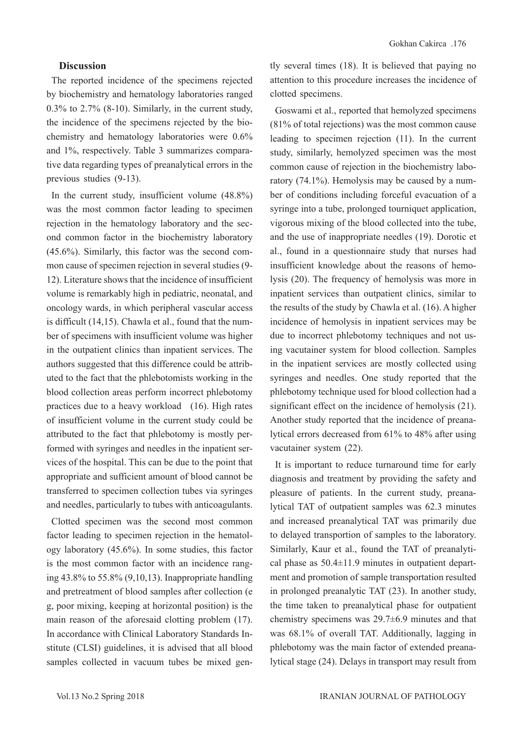### Discussion

The reported incidence of the specimens rejected by biochemistry and hematology laboratories ranged 0.3% to 2.7% (8-10). Similarly, in the current study, the incidence of the specimens rejected by the biochemistry and hematology laboratories were 0.6% and 1%, respectively. Table 3 summarizes comparative data regarding types of preanalytical errors in the previous studies (9-13).

In the current study, insufficient volume (48.8%) was the most common factor leading to specimen rejection in the hematology laboratory and the second common factor in the biochemistry laboratory (45.6%). Similarly, this factor was the second common cause of specimen rejection in several studies (9-12). Literature shows that the incidence of insufficient volume is remarkably high in pediatric, neonatal, and oncology wards, in which peripheral vascular access is difficult (14,15). Chawla et al., found that the number of specimens with insufficient volume was higher in the outpatient clinics than inpatient services. The authors suggested that this difference could be attributed to the fact that the phlebotomists working in the blood collection areas perform incorrect phlebotomy practices due to a heavy workload (16). High rates of insufficient volume in the current study could be attributed to the fact that phlebotomy is mostly performed with syringes and needles in the inpatient services of the hospital. This can be due to the point that appropriate and sufficient amount of blood cannot be transferred to specimen collection tubes via syringes and needles, particularly to tubes with anticoagulants.

Clotted specimen was the second most common factor leading to specimen rejection in the hematology laboratory (45.6%). In some studies, this factor is the most common factor with an incidence ranging 43.8% to 55.8% (9,10,13). Inappropriate handling and pretreatment of blood samples after collection (e g, poor mixing, keeping at horizontal position) is the main reason of the aforesaid clotting problem (17). In accordance with Clinical Laboratory Standards Institute (CLSI) guidelines, it is advised that all blood samples collected in vacuum tubes be mixed gently several times (18). It is believed that paying no attention to this procedure increases the incidence of clotted specimens.

Goswami et al., reported that hemolyzed specimens (81% of total rejections) was the most common cause leading to specimen rejection (11). In the current study, similarly, hemolyzed specimen was the most common cause of rejection in the biochemistry laboratory (74.1%). Hemolysis may be caused by a number of conditions including forceful evacuation of a syringe into a tube, prolonged tourniquet application, vigorous mixing of the blood collected into the tube, and the use of inappropriate needles (19). Dorotic et al., found in a questionnaire study that nurses had insufficient knowledge about the reasons of hemolysis (20). The frequency of hemolysis was more in inpatient services than outpatient clinics, similar to the results of the study by Chawla et al. (16). A higher incidence of hemolysis in inpatient services may be due to incorrect phlebotomy techniques and not using vacutainer system for blood collection. Samples in the inpatient services are mostly collected using syringes and needles. One study reported that the phlebotomy technique used for blood collection had a significant effect on the incidence of hemolysis (21). Another study reported that the incidence of preanalytical errors decreased from 61% to 48% after using vacutainer system (22).

It is important to reduce turnaround time for early diagnosis and treatment by providing the safety and pleasure of patients. In the current study, preanalytical TAT of outpatient samples was 62.3 minutes and increased preanalytical TAT was primarily due to delayed transportion of samples to the laboratory. Similarly, Kaur et al., found the TAT of preanalytical phase as 50.4±11.9 minutes in outpatient department and promotion of sample transportation resulted in prolonged preanalytic TAT (23). In another study, the time taken to preanalytical phase for outpatient chemistry specimens was 29.7±6.9 minutes and that was 68.1% of overall TAT. Additionally, lagging in phlebotomy was the main factor of extended preanalytical stage (24). Delays in transport may result from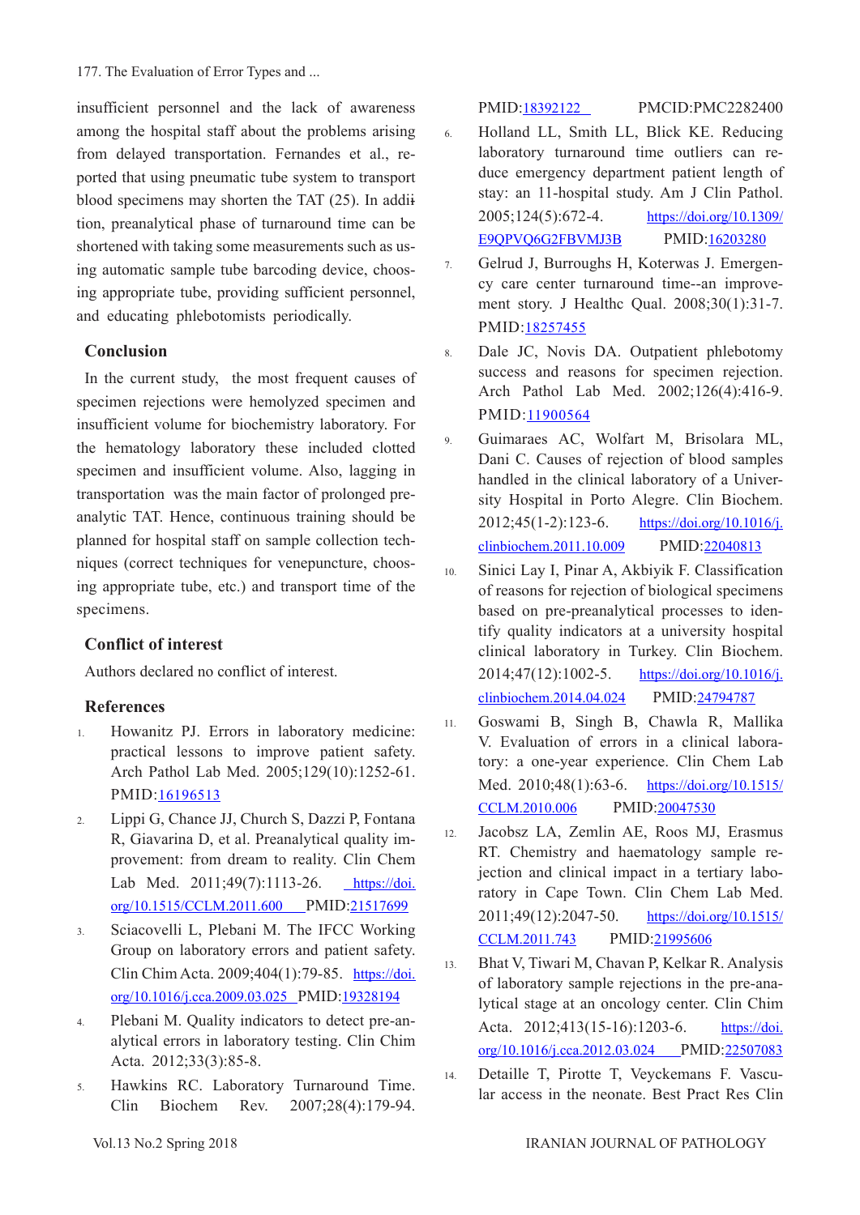insufficient personnel and the lack of awareness among the hospital staff about the problems arising from delayed transportation. Fernandes et al., reported that using pneumatic tube system to transport blood specimens may shorten the TAT (25). In addition, preanalytical phase of turnaround time can be shortened with taking some measurements such as using automatic sample tube barcoding device, choosing appropriate tube, providing sufficient personnel, and educating phlebotomists periodically.

## Conclusion

In the current study, the most frequent causes of specimen rejections were hemolyzed specimen and insufficient volume for biochemistry laboratory. For the hematology laboratory these included clotted specimen and insufficient volume. Also, lagging in transportation was the main factor of prolonged pre-analytic TAT. Hence, continuous training should be planned for hospital staff on sample collection techniques (correct techniques for venepuncture, choosing appropriate tube, etc.) and transport time of the specimens.

## Conflict of interest

Authors declared no conflict of interest.

## References

1. Howanitz PJ. Errors in laboratory medicine: practical lessons to improve patient safety. Arch Pathol Lab Med. 2005;129(10):1252-61. PMID:16196513
2. Lippi G, Chance JJ, Church S, Dazzi P, Fontana R, Giavarina D, et al. Preanalytical quality improvement: from dream to reality. Clin Chem Lab Med. 2011;49(7):1113-26. https://doi.org/10.1515/CCLM.2011.600 PMID:21517699
3. Sciacovelli L, Plebani M. The IFCC Working Group on laboratory errors and patient safety. Clin Chim Acta. 2009;404(1):79-85. https://doi.org/10.1016/j.cca.2009.03.025 PMID:19328194
4. Plebani M. Quality indicators to detect pre-analytical errors in laboratory testing. Clin Chim Acta. 2012;33(3):85-8.
5. Hawkins RC. Laboratory Turnaround Time. Clin Biochem Rev. 2007;28(4):179-94. PMID:18392122 PMCID:PMC2282400
6. Holland LL, Smith LL, Blick KE. Reducing laboratory turnaround time outliers can reduce emergency department patient length of stay: an 11-hospital study. Am J Clin Pathol. 2005;124(5):672-4. https://doi.org/10.1309/E9QPVQ6G2FBVMJ3B PMID:16203280
7. Gelrud J, Burroughs H, Koterwas J. Emergency care center turnaround time--an improvement story. J Healthc Qual. 2008;30(1):31-7. PMID:18257455
8. Dale JC, Novis DA. Outpatient phlebotomy success and reasons for specimen rejection. Arch Pathol Lab Med. 2002;126(4):416-9. PMID:11900564
9. Guimaraes AC, Wolfart M, Brisolara ML, Dani C. Causes of rejection of blood samples handled in the clinical laboratory of a University Hospital in Porto Alegre. Clin Biochem. 2012;45(1-2):123-6. https://doi.org/10.1016/j.clinbiochem.2011.10.009 PMID:22040813
10. Sinici Lay I, Pinar A, Akbiyik F. Classification of reasons for rejection of biological specimens based on pre-preanalytical processes to identify quality indicators at a university hospital clinical laboratory in Turkey. Clin Biochem. 2014;47(12):1002-5. https://doi.org/10.1016/j.clinbiochem.2014.04.024 PMID:24794787
11. Goswami B, Singh B, Chawla R, Mallika V. Evaluation of errors in a clinical laboratory: a one-year experience. Clin Chem Lab Med. 2010;48(1):63-6. https://doi.org/10.1515/CCLM.2010.006 PMID:20047530
12. Jacobsz LA, Zemlin AE, Roos MJ, Erasmus RT. Chemistry and haematology sample rejection and clinical impact in a tertiary laboratory in Cape Town. Clin Chem Lab Med. 2011;49(12):2047-50. https://doi.org/10.1515/CCLM.2011.743 PMID:21995606
13. Bhat V, Tiwari M, Chavan P, Kelkar R. Analysis of laboratory sample rejections in the pre-analytical stage at an oncology center. Clin Chim Acta. 2012;413(15-16):1203-6. https://doi.org/10.1016/j.cca.2012.03.024 PMID:22507083
14. Detaille T, Pirotte T, Veyckemans F. Vascular access in the neonate. Best Pract Res Clin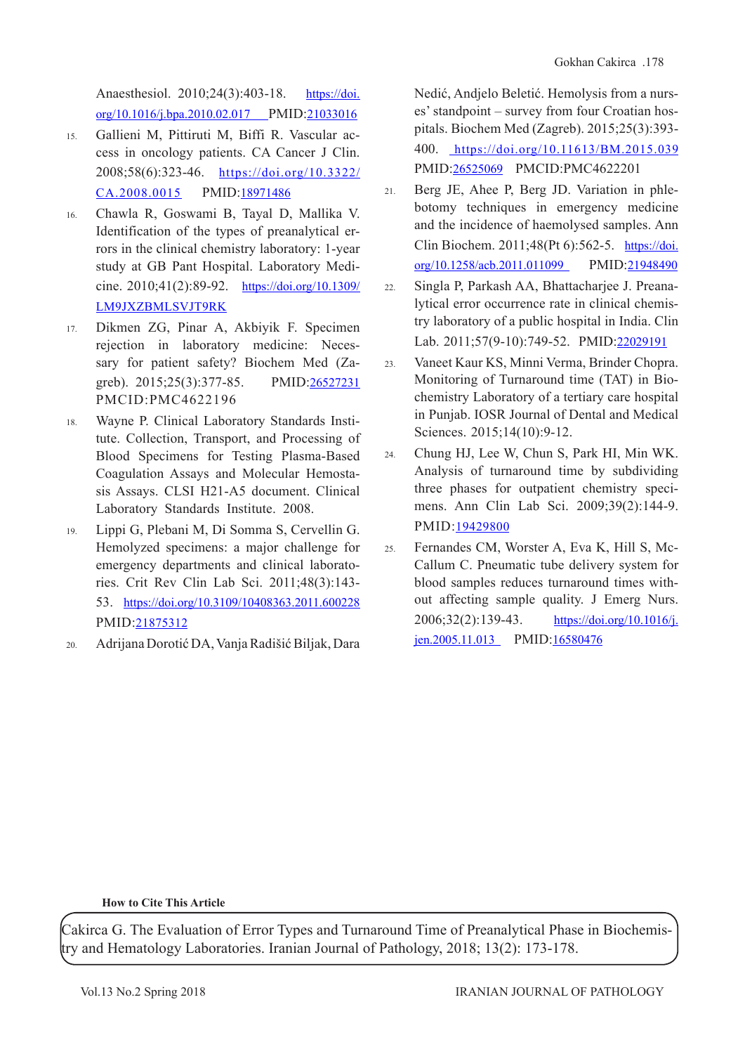Anaesthesiol. 2010;24(3):403-18. https://doi.org/10.1016/j.bpa.2010.02.017 PMID:21033016

15. Gallieni M, Pittiruti M, Biffi R. Vascular access in oncology patients. CA Cancer J Clin. 2008;58(6):323-46. https://doi.org/10.3322/CA.2008.0015 PMID:18971486
16. Chawla R, Goswami B, Tayal D, Mallika V. Identification of the types of preanalytical errors in the clinical chemistry laboratory: 1-year study at GB Pant Hospital. Laboratory Medicine. 2010;41(2):89-92. https://doi.org/10.1309/LM9JXZBMLSVJT9RK
17. Dikmen ZG, Pinar A, Akbiyik F. Specimen rejection in laboratory medicine: Necessary for patient safety? Biochem Med (Zagreb). 2015;25(3):377-85. PMID:26527231 PMCID:PMC4622196
18. Wayne P. Clinical Laboratory Standards Institute. Collection, Transport, and Processing of Blood Specimens for Testing Plasma-Based Coagulation Assays and Molecular Hemostasis Assays. CLSI H21-A5 document. Clinical Laboratory Standards Institute. 2008.
19. Lippi G, Plebani M, Di Somma S, Cervellin G. Hemolyzed specimens: a major challenge for emergency departments and clinical laboratories. Crit Rev Clin Lab Sci. 2011;48(3):143-53. https://doi.org/10.3109/10408363.2011.600228 PMID:21875312
20. Adrijana Dorotić DA, Vanja Radišić Biljak, Dara Nedić, Andjelo Beletić. Hemolysis from a nurses' standpoint – survey from four Croatian hospitals. Biochem Med (Zagreb). 2015;25(3):393-400. https://doi.org/10.11613/BM.2015.039 PMID:26525069 PMCID:PMC4622201
21. Berg JE, Ahee P, Berg JD. Variation in phlebotomy techniques in emergency medicine and the incidence of haemolysed samples. Ann Clin Biochem. 2011;48(Pt 6):562-5. https://doi.org/10.1258/acb.2011.011099 PMID:21948490
22. Singla P, Parkash AA, Bhattacharjee J. Preanalytical error occurrence rate in clinical chemistry laboratory of a public hospital in India. Clin Lab. 2011;57(9-10):749-52. PMID:22029191
23. Vaneet Kaur KS, Minni Verma, Brinder Chopra. Monitoring of Turnaround time (TAT) in Biochemistry Laboratory of a tertiary care hospital in Punjab. IOSR Journal of Dental and Medical Sciences. 2015;14(10):9-12.
24. Chung HJ, Lee W, Chun S, Park HI, Min WK. Analysis of turnaround time by subdividing three phases for outpatient chemistry specimens. Ann Clin Lab Sci. 2009;39(2):144-9. PMID:19429800
25. Fernandes CM, Worster A, Eva K, Hill S, McCallum C. Pneumatic tube delivery system for blood samples reduces turnaround times without affecting sample quality. J Emerg Nurs. 2006;32(2):139-43. https://doi.org/10.1016/j.jen.2005.11.013 PMID:16580476

**How to Cite This Article**

Cakirca G. The Evaluation of Error Types and Turnaround Time of Preanalytical Phase in Biochemistry and Hematology Laboratories. Iranian Journal of Pathology, 2018; 13(2): 173-178.